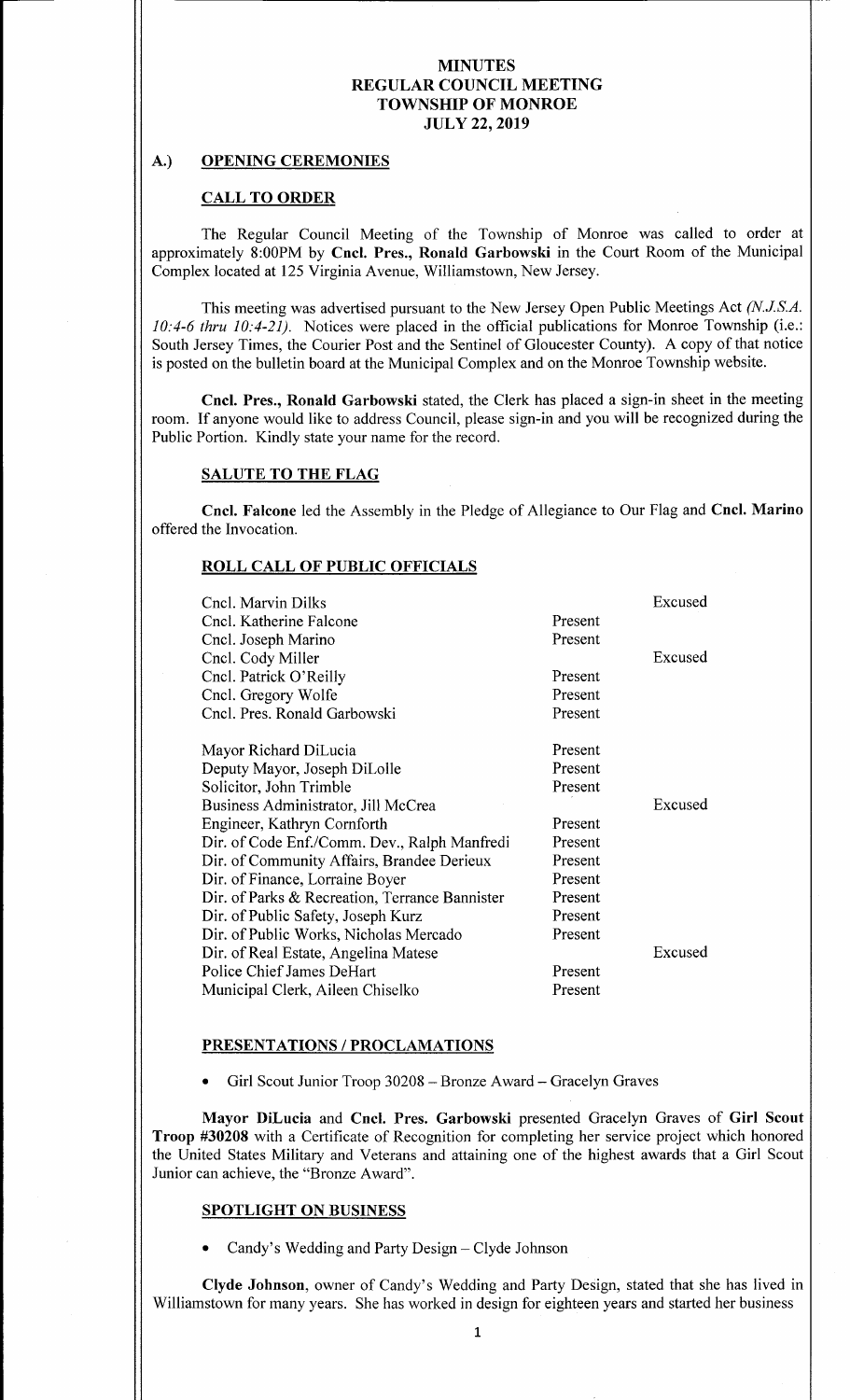# MINUTES
# REGULAR COUNCIL MEETING
# TOWNSHIP OF MONROE
# JULY 22, 2019

## A.) OPENING CEREMONIES

### CALL TO ORDER

The Regular Council Meeting of the Township of Monroe was called to order at approximately 8:00PM by **Cncl. Pres., Ronald Garbowski** in the Court Room of the Municipal Complex located at 125 Virginia Avenue, Williamstown, New Jersey.

This meeting was advertised pursuant to the New Jersey Open Public Meetings Act *(N.J.S.A. 10:4-6 thru 10:4-21).* Notices were placed in the official publications for Monroe Township (i.e.: South Jersey Times, the Courier Post and the Sentinel of Gloucester County). A copy of that notice is posted on the bulletin board at the Municipal Complex and on the Monroe Township website.

**Cncl. Pres., Ronald Garbowski** stated, the Clerk has placed a sign-in sheet in the meeting room. If anyone would like to address Council, please sign-in and you will be recognized during the Public Portion. Kindly state your name for the record.

### SALUTE TO THE FLAG

**Cncl. Falcone** led the Assembly in the Pledge of Allegiance to Our Flag and **Cncl. Marino** offered the Invocation.

### ROLL CALL OF PUBLIC OFFICIALS

| | | |
|---|---|---|
| Cncl. Marvin Dilks | | Excused |
| Cncl. Katherine Falcone | Present | |
| Cncl. Joseph Marino | Present | |
| Cncl. Cody Miller | | Excused |
| Cncl. Patrick O'Reilly | Present | |
| Cncl. Gregory Wolfe | Present | |
| Cncl. Pres. Ronald Garbowski | Present | |
| Mayor Richard DiLucia | Present | |
| Deputy Mayor, Joseph DiLolle | Present | |
| Solicitor, John Trimble | Present | |
| Business Administrator, Jill McCrea | | Excused |
| Engineer, Kathryn Cornforth | Present | |
| Dir. of Code Enf./Comm. Dev., Ralph Manfredi | Present | |
| Dir. of Community Affairs, Brandee Derieux | Present | |
| Dir. of Finance, Lorraine Boyer | Present | |
| Dir. of Parks & Recreation, Terrance Bannister | Present | |
| Dir. of Public Safety, Joseph Kurz | Present | |
| Dir. of Public Works, Nicholas Mercado | Present | |
| Dir. of Real Estate, Angelina Matese | | Excused |
| Police Chief James DeHart | Present | |
| Municipal Clerk, Aileen Chiselko | Present | |

### PRESENTATIONS / PROCLAMATIONS

- Girl Scout Junior Troop 30208 – Bronze Award – Gracelyn Graves

**Mayor DiLucia** and **Cncl. Pres. Garbowski** presented Gracelyn Graves of **Girl Scout Troop #30208** with a Certificate of Recognition for completing her service project which honored the United States Military and Veterans and attaining one of the highest awards that a Girl Scout Junior can achieve, the "Bronze Award".

### SPOTLIGHT ON BUSINESS

- Candy's Wedding and Party Design – Clyde Johnson

**Clyde Johnson**, owner of Candy's Wedding and Party Design, stated that she has lived in Williamstown for many years. She has worked in design for eighteen years and started her business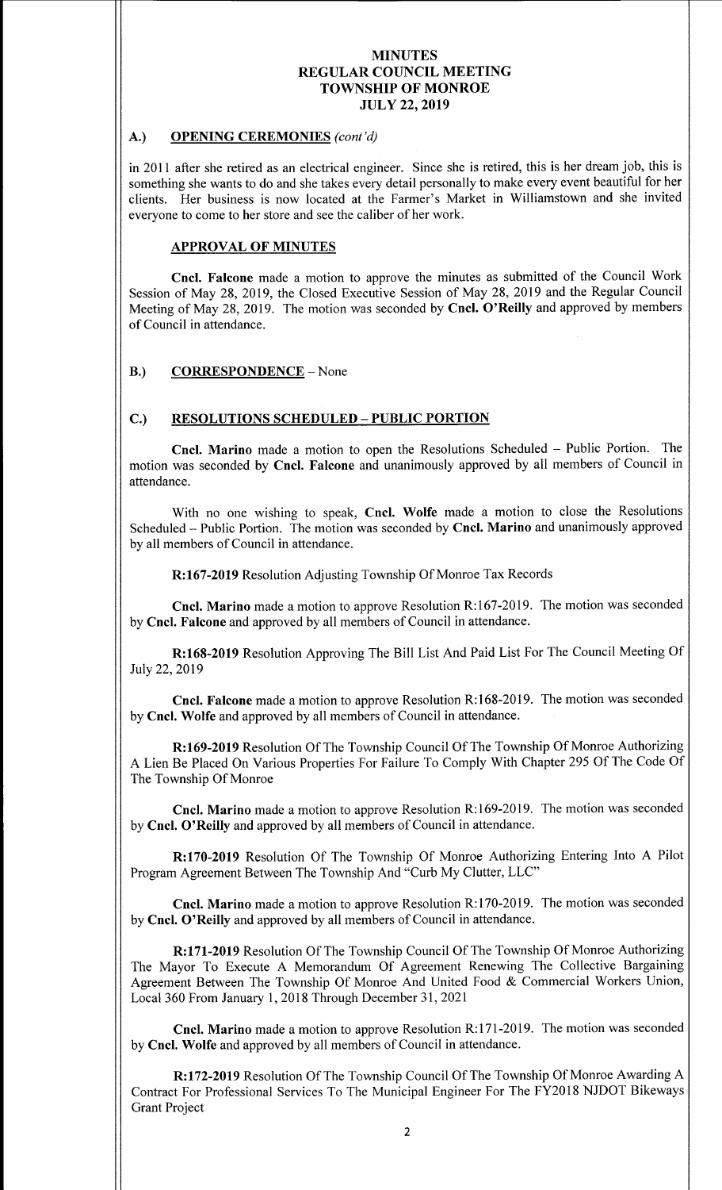# MINUTES
# REGULAR COUNCIL MEETING
# TOWNSHIP OF MONROE
# JULY 22, 2019

## A.) OPENING CEREMONIES *(cont'd)*

in 2011 after she retired as an electrical engineer. Since she is retired, this is her dream job, this is something she wants to do and she takes every detail personally to make every event beautiful for her clients. Her business is now located at the Farmer's Market in Williamstown and she invited everyone to come to her store and see the caliber of her work.

### APPROVAL OF MINUTES

**Cncl. Falcone** made a motion to approve the minutes as submitted of the Council Work Session of May 28, 2019, the Closed Executive Session of May 28, 2019 and the Regular Council Meeting of May 28, 2019. The motion was seconded by **Cncl. O'Reilly** and approved by members of Council in attendance.

## B.) CORRESPONDENCE – None

## C.) RESOLUTIONS SCHEDULED – PUBLIC PORTION

**Cncl. Marino** made a motion to open the Resolutions Scheduled – Public Portion. The motion was seconded by **Cncl. Falcone** and unanimously approved by all members of Council in attendance.

With no one wishing to speak, **Cncl. Wolfe** made a motion to close the Resolutions Scheduled – Public Portion. The motion was seconded by **Cncl. Marino** and unanimously approved by all members of Council in attendance.

**R:167-2019** Resolution Adjusting Township Of Monroe Tax Records

**Cncl. Marino** made a motion to approve Resolution R:167-2019. The motion was seconded by **Cncl. Falcone** and approved by all members of Council in attendance.

**R:168-2019** Resolution Approving The Bill List And Paid List For The Council Meeting Of July 22, 2019

**Cncl. Falcone** made a motion to approve Resolution R:168-2019. The motion was seconded by **Cncl. Wolfe** and approved by all members of Council in attendance.

**R:169-2019** Resolution Of The Township Council Of The Township Of Monroe Authorizing A Lien Be Placed On Various Properties For Failure To Comply With Chapter 295 Of The Code Of The Township Of Monroe

**Cncl. Marino** made a motion to approve Resolution R:169-2019. The motion was seconded by **Cncl. O'Reilly** and approved by all members of Council in attendance.

**R:170-2019** Resolution Of The Township Of Monroe Authorizing Entering Into A Pilot Program Agreement Between The Township And "Curb My Clutter, LLC"

**Cncl. Marino** made a motion to approve Resolution R:170-2019. The motion was seconded by **Cncl. O'Reilly** and approved by all members of Council in attendance.

**R:171-2019** Resolution Of The Township Council Of The Township Of Monroe Authorizing The Mayor To Execute A Memorandum Of Agreement Renewing The Collective Bargaining Agreement Between The Township Of Monroe And United Food & Commercial Workers Union, Local 360 From January 1, 2018 Through December 31, 2021

**Cncl. Marino** made a motion to approve Resolution R:171-2019. The motion was seconded by **Cncl. Wolfe** and approved by all members of Council in attendance.

**R:172-2019** Resolution Of The Township Council Of The Township Of Monroe Awarding A Contract For Professional Services To The Municipal Engineer For The FY2018 NJDOT Bikeways Grant Project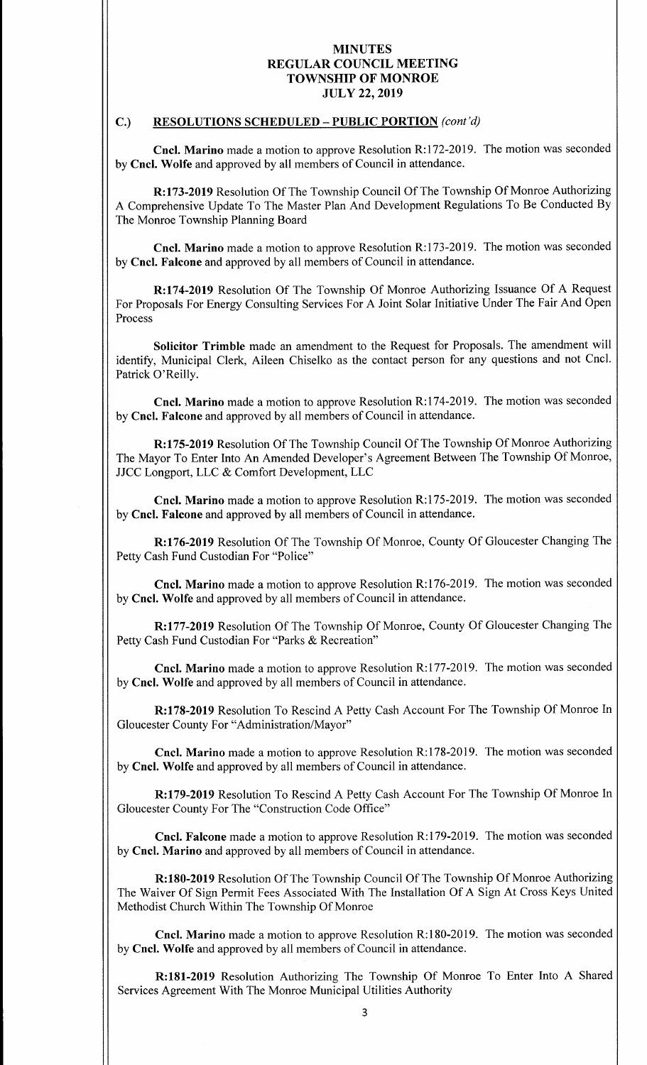# MINUTES
# REGULAR COUNCIL MEETING
# TOWNSHIP OF MONROE
# JULY 22, 2019

## C.) RESOLUTIONS SCHEDULED – PUBLIC PORTION *(cont'd)*

**Cncl. Marino** made a motion to approve Resolution R:172-2019. The motion was seconded by **Cncl. Wolfe** and approved by all members of Council in attendance.

**R:173-2019** Resolution Of The Township Council Of The Township Of Monroe Authorizing A Comprehensive Update To The Master Plan And Development Regulations To Be Conducted By The Monroe Township Planning Board

**Cncl. Marino** made a motion to approve Resolution R:173-2019. The motion was seconded by **Cncl. Falcone** and approved by all members of Council in attendance.

**R:174-2019** Resolution Of The Township Of Monroe Authorizing Issuance Of A Request For Proposals For Energy Consulting Services For A Joint Solar Initiative Under The Fair And Open Process

**Solicitor Trimble** made an amendment to the Request for Proposals. The amendment will identify, Municipal Clerk, Aileen Chiselko as the contact person for any questions and not Cncl. Patrick O'Reilly.

**Cncl. Marino** made a motion to approve Resolution R:174-2019. The motion was seconded by **Cncl. Falcone** and approved by all members of Council in attendance.

**R:175-2019** Resolution Of The Township Council Of The Township Of Monroe Authorizing The Mayor To Enter Into An Amended Developer's Agreement Between The Township Of Monroe, JJCC Longport, LLC & Comfort Development, LLC

**Cncl. Marino** made a motion to approve Resolution R:175-2019. The motion was seconded by **Cncl. Falcone** and approved by all members of Council in attendance.

**R:176-2019** Resolution Of The Township Of Monroe, County Of Gloucester Changing The Petty Cash Fund Custodian For "Police"

**Cncl. Marino** made a motion to approve Resolution R:176-2019. The motion was seconded by **Cncl. Wolfe** and approved by all members of Council in attendance.

**R:177-2019** Resolution Of The Township Of Monroe, County Of Gloucester Changing The Petty Cash Fund Custodian For "Parks & Recreation"

**Cncl. Marino** made a motion to approve Resolution R:177-2019. The motion was seconded by **Cncl. Wolfe** and approved by all members of Council in attendance.

**R:178-2019** Resolution To Rescind A Petty Cash Account For The Township Of Monroe In Gloucester County For "Administration/Mayor"

**Cncl. Marino** made a motion to approve Resolution R:178-2019. The motion was seconded by **Cncl. Wolfe** and approved by all members of Council in attendance.

**R:179-2019** Resolution To Rescind A Petty Cash Account For The Township Of Monroe In Gloucester County For The "Construction Code Office"

**Cncl. Falcone** made a motion to approve Resolution R:179-2019. The motion was seconded by **Cncl. Marino** and approved by all members of Council in attendance.

**R:180-2019** Resolution Of The Township Council Of The Township Of Monroe Authorizing The Waiver Of Sign Permit Fees Associated With The Installation Of A Sign At Cross Keys United Methodist Church Within The Township Of Monroe

**Cncl. Marino** made a motion to approve Resolution R:180-2019. The motion was seconded by **Cncl. Wolfe** and approved by all members of Council in attendance.

**R:181-2019** Resolution Authorizing The Township Of Monroe To Enter Into A Shared Services Agreement With The Monroe Municipal Utilities Authority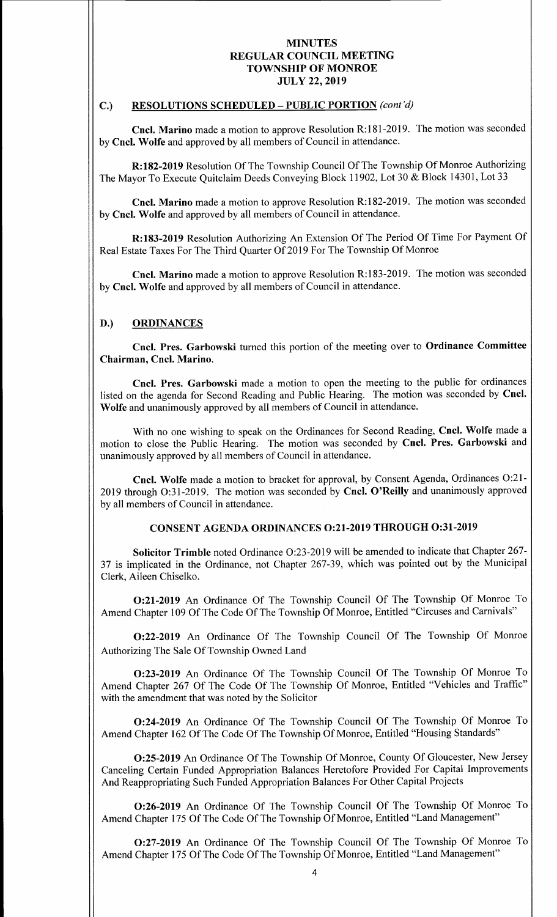# MINUTES
# REGULAR COUNCIL MEETING
# TOWNSHIP OF MONROE
# JULY 22, 2019

## C.) RESOLUTIONS SCHEDULED – PUBLIC PORTION *(cont'd)*

**Cncl. Marino** made a motion to approve Resolution R:181-2019. The motion was seconded by **Cncl. Wolfe** and approved by all members of Council in attendance.

**R:182-2019** Resolution Of The Township Council Of The Township Of Monroe Authorizing The Mayor To Execute Quitclaim Deeds Conveying Block 11902, Lot 30 & Block 14301, Lot 33

**Cncl. Marino** made a motion to approve Resolution R:182-2019. The motion was seconded by **Cncl. Wolfe** and approved by all members of Council in attendance.

**R:183-2019** Resolution Authorizing An Extension Of The Period Of Time For Payment Of Real Estate Taxes For The Third Quarter Of 2019 For The Township Of Monroe

**Cncl. Marino** made a motion to approve Resolution R:183-2019. The motion was seconded by **Cncl. Wolfe** and approved by all members of Council in attendance.

## D.) ORDINANCES

**Cncl. Pres. Garbowski** turned this portion of the meeting over to **Ordinance Committee Chairman, Cncl. Marino.**

**Cncl. Pres. Garbowski** made a motion to open the meeting to the public for ordinances listed on the agenda for Second Reading and Public Hearing. The motion was seconded by **Cncl. Wolfe** and unanimously approved by all members of Council in attendance.

With no one wishing to speak on the Ordinances for Second Reading, **Cncl. Wolfe** made a motion to close the Public Hearing. The motion was seconded by **Cncl. Pres. Garbowski** and unanimously approved by all members of Council in attendance.

**Cncl. Wolfe** made a motion to bracket for approval, by Consent Agenda, Ordinances O:21-2019 through O:31-2019. The motion was seconded by **Cncl. O'Reilly** and unanimously approved by all members of Council in attendance.

### CONSENT AGENDA ORDINANCES O:21-2019 THROUGH O:31-2019

**Solicitor Trimble** noted Ordinance O:23-2019 will be amended to indicate that Chapter 267-37 is implicated in the Ordinance, not Chapter 267-39, which was pointed out by the Municipal Clerk, Aileen Chiselko.

**O:21-2019** An Ordinance Of The Township Council Of The Township Of Monroe To Amend Chapter 109 Of The Code Of The Township Of Monroe, Entitled "Circuses and Carnivals"

**O:22-2019** An Ordinance Of The Township Council Of The Township Of Monroe Authorizing The Sale Of Township Owned Land

**O:23-2019** An Ordinance Of The Township Council Of The Township Of Monroe To Amend Chapter 267 Of The Code Of The Township Of Monroe, Entitled "Vehicles and Traffic" with the amendment that was noted by the Solicitor

**O:24-2019** An Ordinance Of The Township Council Of The Township Of Monroe To Amend Chapter 162 Of The Code Of The Township Of Monroe, Entitled "Housing Standards"

**O:25-2019** An Ordinance Of The Township Of Monroe, County Of Gloucester, New Jersey Canceling Certain Funded Appropriation Balances Heretofore Provided For Capital Improvements And Reappropriating Such Funded Appropriation Balances For Other Capital Projects

**O:26-2019** An Ordinance Of The Township Council Of The Township Of Monroe To Amend Chapter 175 Of The Code Of The Township Of Monroe, Entitled "Land Management"

**O:27-2019** An Ordinance Of The Township Council Of The Township Of Monroe To Amend Chapter 175 Of The Code Of The Township Of Monroe, Entitled "Land Management"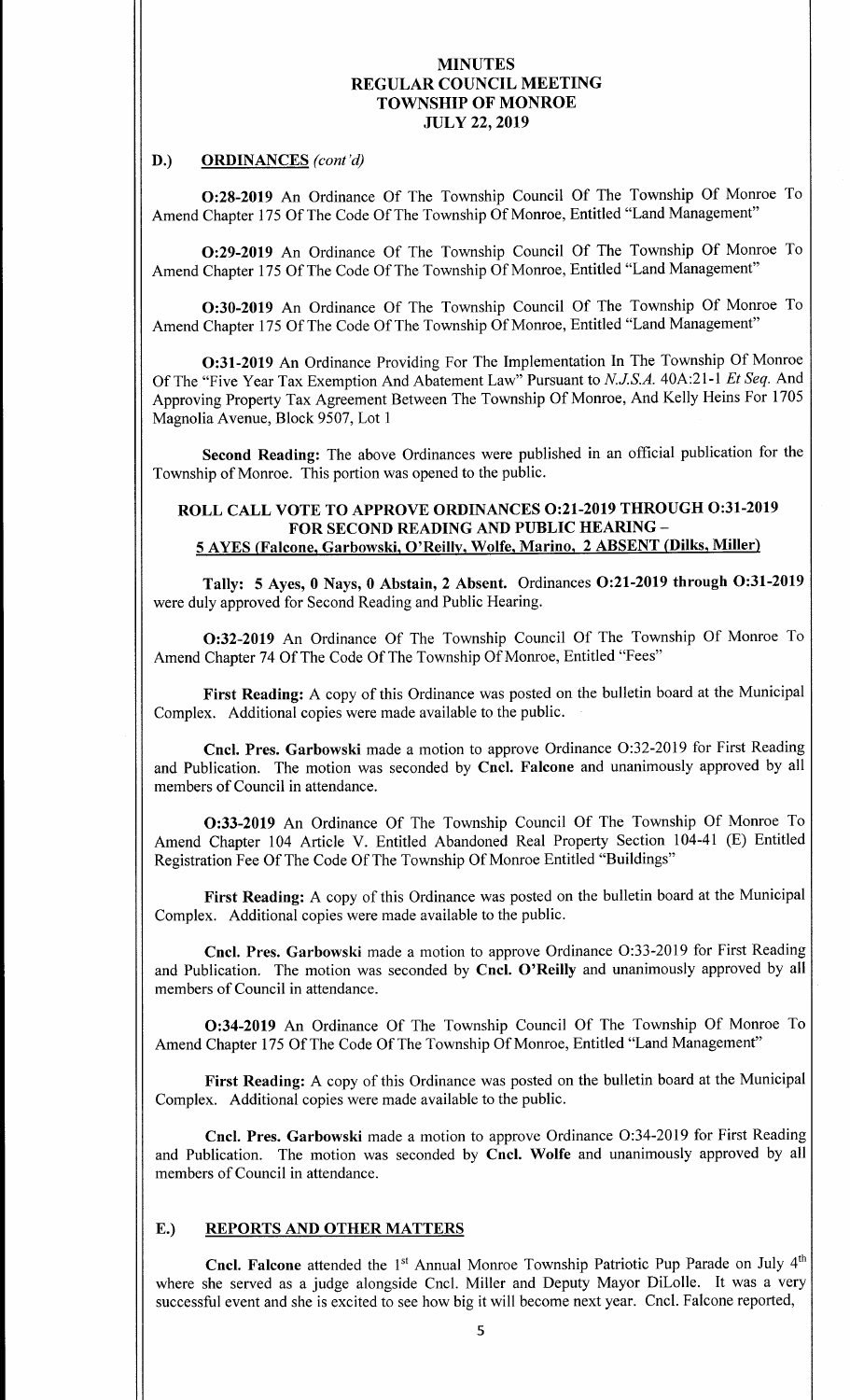**D.) ORDINANCES** *(cont'd)*

**O:28-2019** An Ordinance Of The Township Council Of The Township Of Monroe To Amend Chapter 175 Of The Code Of The Township Of Monroe, Entitled "Land Management"

**O:29-2019** An Ordinance Of The Township Council Of The Township Of Monroe To Amend Chapter 175 Of The Code Of The Township Of Monroe, Entitled "Land Management"

**O:30-2019** An Ordinance Of The Township Council Of The Township Of Monroe To Amend Chapter 175 Of The Code Of The Township Of Monroe, Entitled "Land Management"

**O:31-2019** An Ordinance Providing For The Implementation In The Township Of Monroe Of The "Five Year Tax Exemption And Abatement Law" Pursuant to *N.J.S.A.* 40A:21-1 *Et Seq.* And Approving Property Tax Agreement Between The Township Of Monroe, And Kelly Heins For 1705 Magnolia Avenue, Block 9507, Lot 1

**Second Reading:** The above Ordinances were published in an official publication for the Township of Monroe. This portion was opened to the public.

**ROLL CALL VOTE TO APPROVE ORDINANCES O:21-2019 THROUGH O:31-2019 FOR SECOND READING AND PUBLIC HEARING – 5 AYES (Falcone, Garbowski, O'Reilly, Wolfe, Marino, 2 ABSENT (Dilks, Miller)**

**Tally: 5 Ayes, 0 Nays, 0 Abstain, 2 Absent.** Ordinances **O:21-2019 through O:31-2019** were duly approved for Second Reading and Public Hearing.

**O:32-2019** An Ordinance Of The Township Council Of The Township Of Monroe To Amend Chapter 74 Of The Code Of The Township Of Monroe, Entitled "Fees"

**First Reading:** A copy of this Ordinance was posted on the bulletin board at the Municipal Complex. Additional copies were made available to the public.

**Cncl. Pres. Garbowski** made a motion to approve Ordinance O:32-2019 for First Reading and Publication. The motion was seconded by **Cncl. Falcone** and unanimously approved by all members of Council in attendance.

**O:33-2019** An Ordinance Of The Township Council Of The Township Of Monroe To Amend Chapter 104 Article V. Entitled Abandoned Real Property Section 104-41 (E) Entitled Registration Fee Of The Code Of The Township Of Monroe Entitled "Buildings"

**First Reading:** A copy of this Ordinance was posted on the bulletin board at the Municipal Complex. Additional copies were made available to the public.

**Cncl. Pres. Garbowski** made a motion to approve Ordinance O:33-2019 for First Reading and Publication. The motion was seconded by **Cncl. O'Reilly** and unanimously approved by all members of Council in attendance.

**O:34-2019** An Ordinance Of The Township Council Of The Township Of Monroe To Amend Chapter 175 Of The Code Of The Township Of Monroe, Entitled "Land Management"

**First Reading:** A copy of this Ordinance was posted on the bulletin board at the Municipal Complex. Additional copies were made available to the public.

**Cncl. Pres. Garbowski** made a motion to approve Ordinance O:34-2019 for First Reading and Publication. The motion was seconded by **Cncl. Wolfe** and unanimously approved by all members of Council in attendance.

**E.) REPORTS AND OTHER MATTERS**

**Cncl. Falcone** attended the 1st Annual Monroe Township Patriotic Pup Parade on July 4th where she served as a judge alongside Cncl. Miller and Deputy Mayor DiLolle. It was a very successful event and she is excited to see how big it will become next year. Cncl. Falcone reported,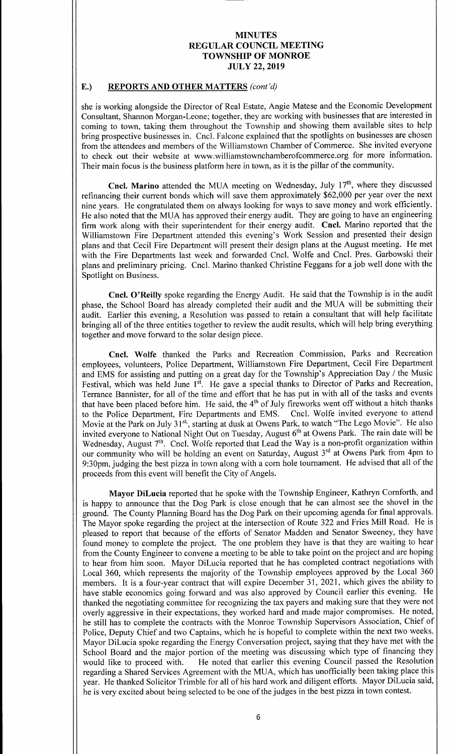# MINUTES
# REGULAR COUNCIL MEETING
# TOWNSHIP OF MONROE
# JULY 22, 2019

## E.) REPORTS AND OTHER MATTERS *(cont'd)*

she is working alongside the Director of Real Estate, Angie Matese and the Economic Development Consultant, Shannon Morgan-Leone; together, they are working with businesses that are interested in coming to town, taking them throughout the Township and showing them available sites to help bring prospective businesses in. Cncl. Falcone explained that the spotlights on businesses are chosen from the attendees and members of the Williamstown Chamber of Commerce. She invited everyone to check out their website at www.williamstownchamberofcommerce.org for more information. Their main focus is the business platform here in town, as it is the pillar of the community.

**Cncl. Marino** attended the MUA meeting on Wednesday, July 17th, where they discussed refinancing their current bonds which will save them approximately $62,000 per year over the next nine years. He congratulated them on always looking for ways to save money and work efficiently. He also noted that the MUA has approved their energy audit. They are going to have an engineering firm work along with their superintendent for their energy audit. **Cncl.** Marino reported that the Williamstown Fire Department attended this evening's Work Session and presented their design plans and that Cecil Fire Department will present their design plans at the August meeting. He met with the Fire Departments last week and forwarded Cncl. Wolfe and Cncl. Pres. Garbowski their plans and preliminary pricing. Cncl. Marino thanked Christine Feggans for a job well done with the Spotlight on Business.

**Cncl. O'Reilly** spoke regarding the Energy Audit. He said that the Township is in the audit phase, the School Board has already completed their audit and the MUA will be submitting their audit. Earlier this evening, a Resolution was passed to retain a consultant that will help facilitate bringing all of the three entities together to review the audit results, which will help bring everything together and move forward to the solar design piece.

**Cncl. Wolfe** thanked the Parks and Recreation Commission, Parks and Recreation employees, volunteers, Police Department, Williamstown Fire Department, Cecil Fire Department and EMS for assisting and putting on a great day for the Township's Appreciation Day / the Music Festival, which was held June 1st. He gave a special thanks to Director of Parks and Recreation, Terrance Bannister, for all of the time and effort that he has put in with all of the tasks and events that have been placed before him. He said, the 4th of July fireworks went off without a hitch thanks to the Police Department, Fire Departments and EMS. Cncl. Wolfe invited everyone to attend Movie at the Park on July 31st, starting at dusk at Owens Park, to watch "The Lego Movie". He also invited everyone to National Night Out on Tuesday, August 6th at Owens Park. The rain date will be Wednesday, August 7th. Cncl. Wolfe reported that Lead the Way is a non-profit organization within our community who will be holding an event on Saturday, August 3rd at Owens Park from 4pm to 9:30pm, judging the best pizza in town along with a corn hole tournament. He advised that all of the proceeds from this event will benefit the City of Angels.

**Mayor DiLucia** reported that he spoke with the Township Engineer, Kathryn Cornforth, and is happy to announce that the Dog Park is close enough that he can almost see the shovel in the ground. The County Planning Board has the Dog Park on their upcoming agenda for final approvals. The Mayor spoke regarding the project at the intersection of Route 322 and Fries Mill Road. He is pleased to report that because of the efforts of Senator Madden and Senator Sweeney, they have found money to complete the project. The one problem they have is that they are waiting to hear from the County Engineer to convene a meeting to be able to take point on the project and are hoping to hear from him soon. Mayor DiLucia reported that he has completed contract negotiations with Local 360, which represents the majority of the Township employees approved by the Local 360 members. It is a four-year contract that will expire December 31, 2021, which gives the ability to have stable economics going forward and was also approved by Council earlier this evening. He thanked the negotiating committee for recognizing the tax payers and making sure that they were not overly aggressive in their expectations, they worked hard and made major compromises. He noted, he still has to complete the contracts with the Monroe Township Supervisors Association, Chief of Police, Deputy Chief and two Captains, which he is hopeful to complete within the next two weeks. Mayor DiLucia spoke regarding the Energy Conversation project, saying that they have met with the School Board and the major portion of the meeting was discussing which type of financing they would like to proceed with. He noted that earlier this evening Council passed the Resolution regarding a Shared Services Agreement with the MUA, which has unofficially been taking place this year. He thanked Solicitor Trimble for all of his hard work and diligent efforts. Mayor DiLucia said, he is very excited about being selected to be one of the judges in the best pizza in town contest.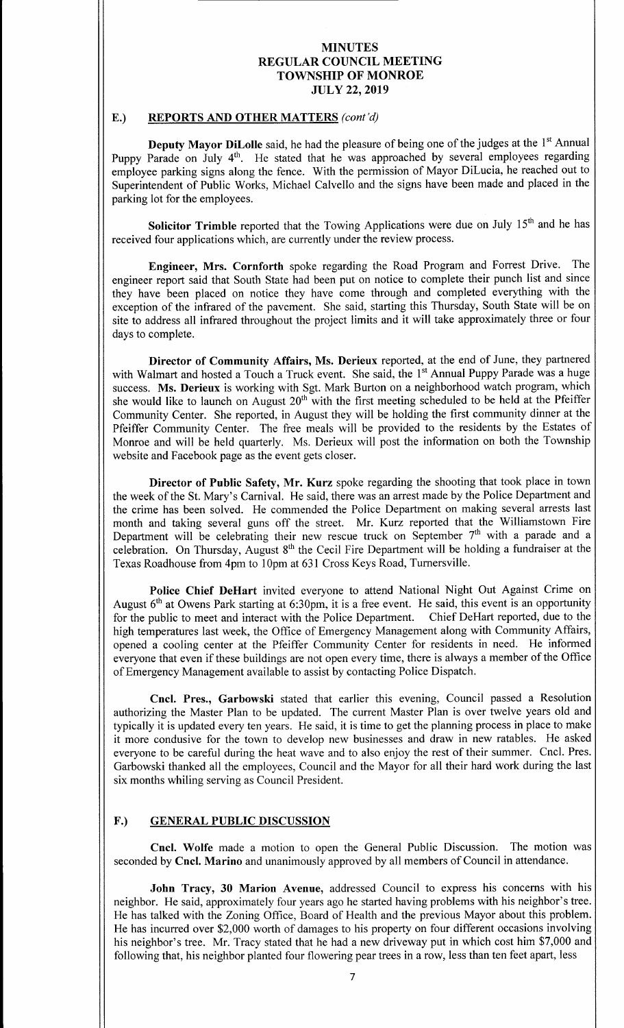**MINUTES**
**REGULAR COUNCIL MEETING**
**TOWNSHIP OF MONROE**
**JULY 22, 2019**

## E.) REPORTS AND OTHER MATTERS *(cont'd)*

**Deputy Mayor DiLolle** said, he had the pleasure of being one of the judges at the 1st Annual Puppy Parade on July 4th. He stated that he was approached by several employees regarding employee parking signs along the fence. With the permission of Mayor DiLucia, he reached out to Superintendent of Public Works, Michael Calvello and the signs have been made and placed in the parking lot for the employees.

**Solicitor Trimble** reported that the Towing Applications were due on July 15th and he has received four applications which, are currently under the review process.

**Engineer, Mrs. Cornforth** spoke regarding the Road Program and Forrest Drive. The engineer report said that South State had been put on notice to complete their punch list and since they have been placed on notice they have come through and completed everything with the exception of the infrared of the pavement. She said, starting this Thursday, South State will be on site to address all infrared throughout the project limits and it will take approximately three or four days to complete.

**Director of Community Affairs, Ms. Derieux** reported, at the end of June, they partnered with Walmart and hosted a Touch a Truck event. She said, the 1st Annual Puppy Parade was a huge success. **Ms. Derieux** is working with Sgt. Mark Burton on a neighborhood watch program, which she would like to launch on August 20th with the first meeting scheduled to be held at the Pfeiffer Community Center. She reported, in August they will be holding the first community dinner at the Pfeiffer Community Center. The free meals will be provided to the residents by the Estates of Monroe and will be held quarterly. Ms. Derieux will post the information on both the Township website and Facebook page as the event gets closer.

**Director of Public Safety, Mr. Kurz** spoke regarding the shooting that took place in town the week of the St. Mary's Carnival. He said, there was an arrest made by the Police Department and the crime has been solved. He commended the Police Department on making several arrests last month and taking several guns off the street. Mr. Kurz reported that the Williamstown Fire Department will be celebrating their new rescue truck on September 7th with a parade and a celebration. On Thursday, August 8th the Cecil Fire Department will be holding a fundraiser at the Texas Roadhouse from 4pm to 10pm at 631 Cross Keys Road, Turnersville.

**Police Chief DeHart** invited everyone to attend National Night Out Against Crime on August 6th at Owens Park starting at 6:30pm, it is a free event. He said, this event is an opportunity for the public to meet and interact with the Police Department. Chief DeHart reported, due to the high temperatures last week, the Office of Emergency Management along with Community Affairs, opened a cooling center at the Pfeiffer Community Center for residents in need. He informed everyone that even if these buildings are not open every time, there is always a member of the Office of Emergency Management available to assist by contacting Police Dispatch.

**Cncl. Pres., Garbowski** stated that earlier this evening, Council passed a Resolution authorizing the Master Plan to be updated. The current Master Plan is over twelve years old and typically it is updated every ten years. He said, it is time to get the planning process in place to make it more condusive for the town to develop new businesses and draw in new ratables. He asked everyone to be careful during the heat wave and to also enjoy the rest of their summer. Cncl. Pres. Garbowski thanked all the employees, Council and the Mayor for all their hard work during the last six months whiling serving as Council President.

## F.) GENERAL PUBLIC DISCUSSION

**Cncl. Wolfe** made a motion to open the General Public Discussion. The motion was seconded by **Cncl. Marino** and unanimously approved by all members of Council in attendance.

**John Tracy, 30 Marion Avenue,** addressed Council to express his concerns with his neighbor. He said, approximately four years ago he started having problems with his neighbor's tree. He has talked with the Zoning Office, Board of Health and the previous Mayor about this problem. He has incurred over $2,000 worth of damages to his property on four different occasions involving his neighbor's tree. Mr. Tracy stated that he had a new driveway put in which cost him $7,000 and following that, his neighbor planted four flowering pear trees in a row, less than ten feet apart, less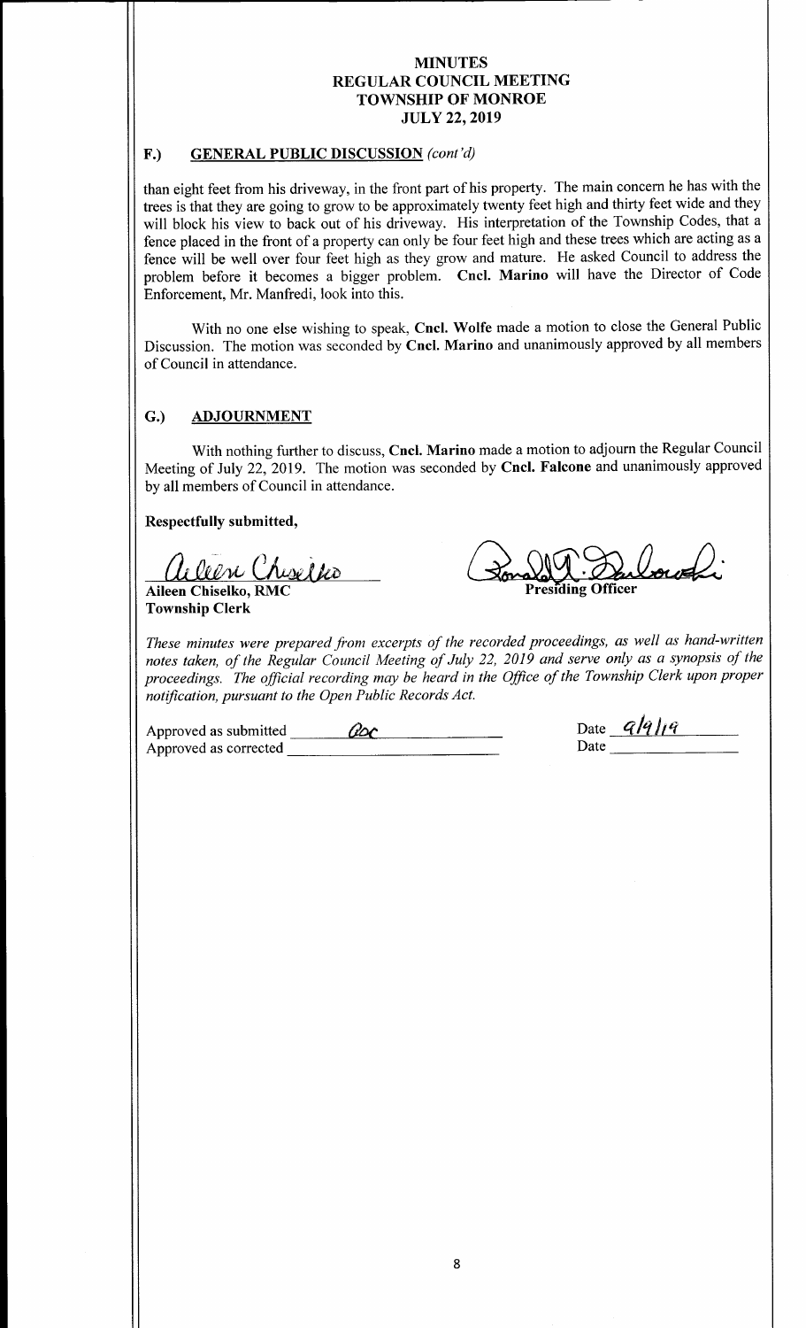# MINUTES
# REGULAR COUNCIL MEETING
# TOWNSHIP OF MONROE
# JULY 22, 2019

## F.) GENERAL PUBLIC DISCUSSION *(cont'd)*

than eight feet from his driveway, in the front part of his property. The main concern he has with the trees is that they are going to grow to be approximately twenty feet high and thirty feet wide and they will block his view to back out of his driveway. His interpretation of the Township Codes, that a fence placed in the front of a property can only be four feet high and these trees which are acting as a fence will be well over four feet high as they grow and mature. He asked Council to address the problem before it becomes a bigger problem. **Cncl. Marino** will have the Director of Code Enforcement, Mr. Manfredi, look into this.

With no one else wishing to speak, **Cncl. Wolfe** made a motion to close the General Public Discussion. The motion was seconded by **Cncl. Marino** and unanimously approved by all members of Council in attendance.

## G.) ADJOURNMENT

With nothing further to discuss, **Cncl. Marino** made a motion to adjourn the Regular Council Meeting of July 22, 2019. The motion was seconded by **Cncl. Falcone** and unanimously approved by all members of Council in attendance.

**Respectfully submitted,**

Aileen Chiselko

**Aileen Chiselko, RMC**
**Township Clerk**

**Presiding Officer**

*These minutes were prepared from excerpts of the recorded proceedings, as well as hand-written notes taken, of the Regular Council Meeting of July 22, 2019 and serve only as a synopsis of the proceedings. The official recording may be heard in the Office of the Township Clerk upon proper notification, pursuant to the Open Public Records Act.*

Approved as submitted ___Ooc___ Date ___9/9/19___

Approved as corrected ________ Date ________